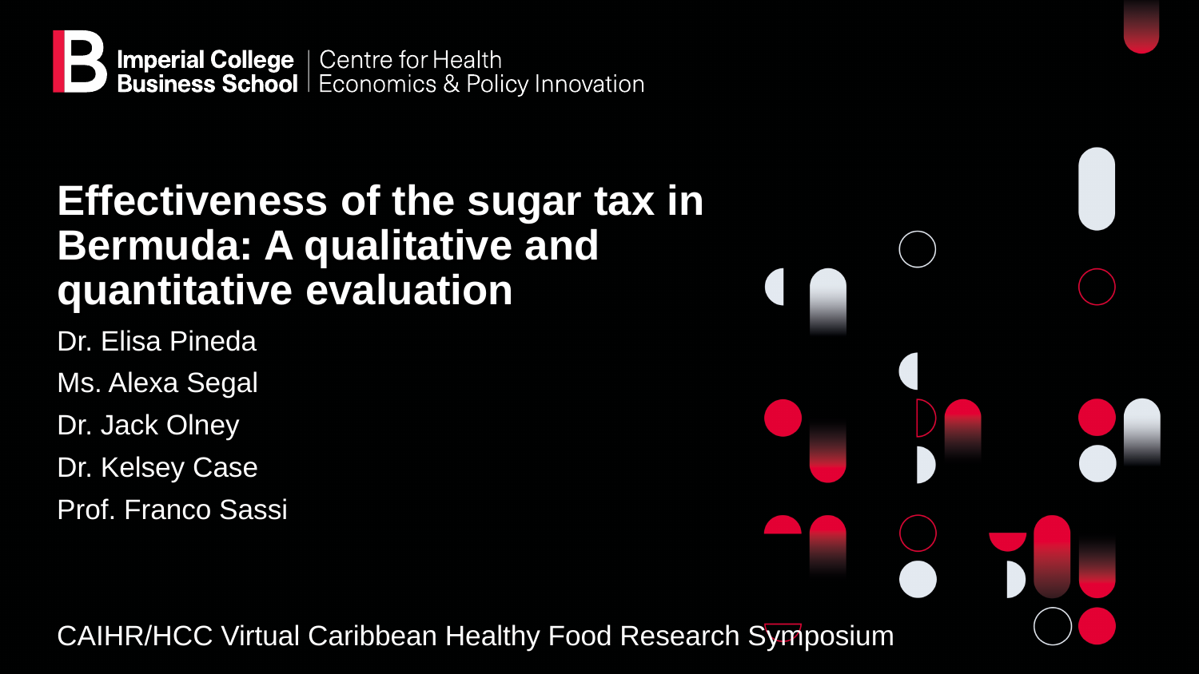Imperial College Business School | Centre for Health Economics & Policy Innovation

# Effectiveness of the sugar tax in Bermuda: A qualitative and quantitative evaluation

Dr. Elisa Pineda

Ms. Alexa Segal

Dr. Jack Olney

Dr. Kelsey Case

Prof. Franco Sassi

CAIHR/HCC Virtual Caribbean Healthy Food Research Symposium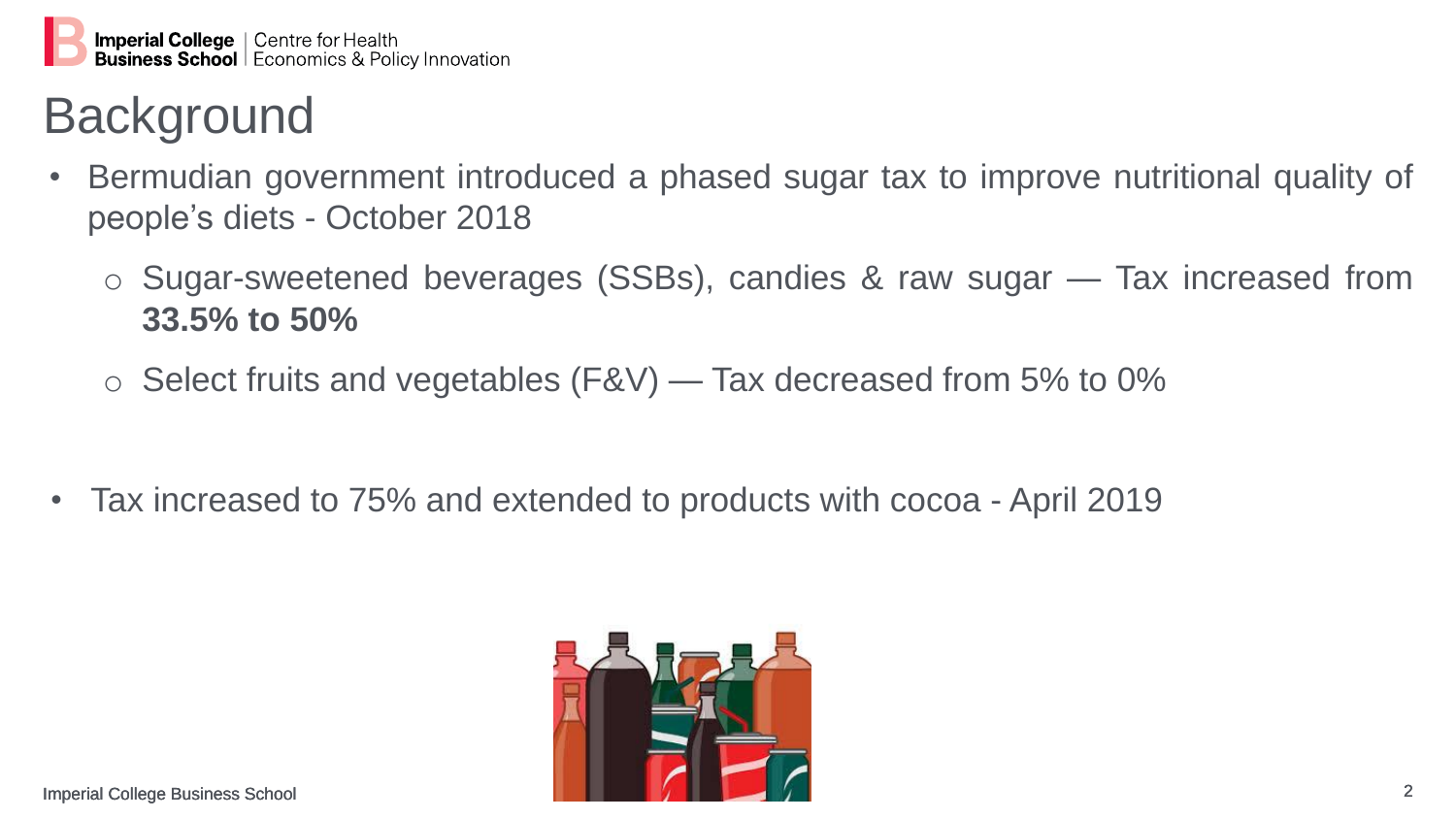# Background

- Bermudian government introduced a phased sugar tax to improve nutritional quality of people's diets - October 2018
  - Sugar-sweetened beverages (SSBs), candies & raw sugar — Tax increased from **33.5% to 50%**
  - Select fruits and vegetables (F&V) — Tax decreased from 5% to 0%

- Tax increased to 75% and extended to products with cocoa - April 2019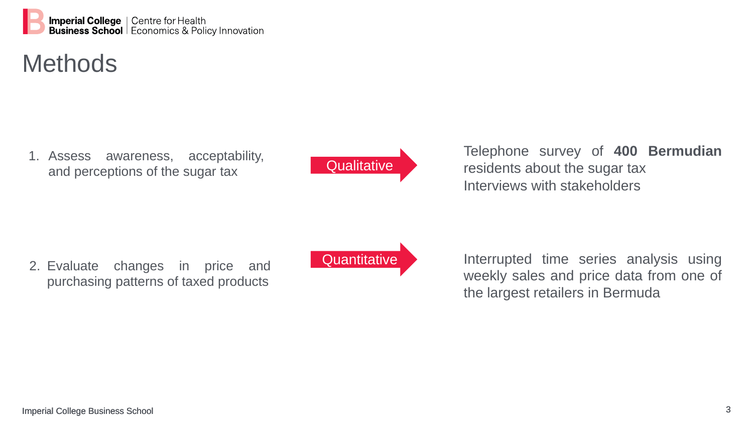# Methods

1. Assess awareness, acceptability, and perceptions of the sugar tax

**Qualitative**

Telephone survey of **400 Bermudian** residents about the sugar tax
Interviews with stakeholders

2. Evaluate changes in price and purchasing patterns of taxed products

**Quantitative**

Interrupted time series analysis using weekly sales and price data from one of the largest retailers in Bermuda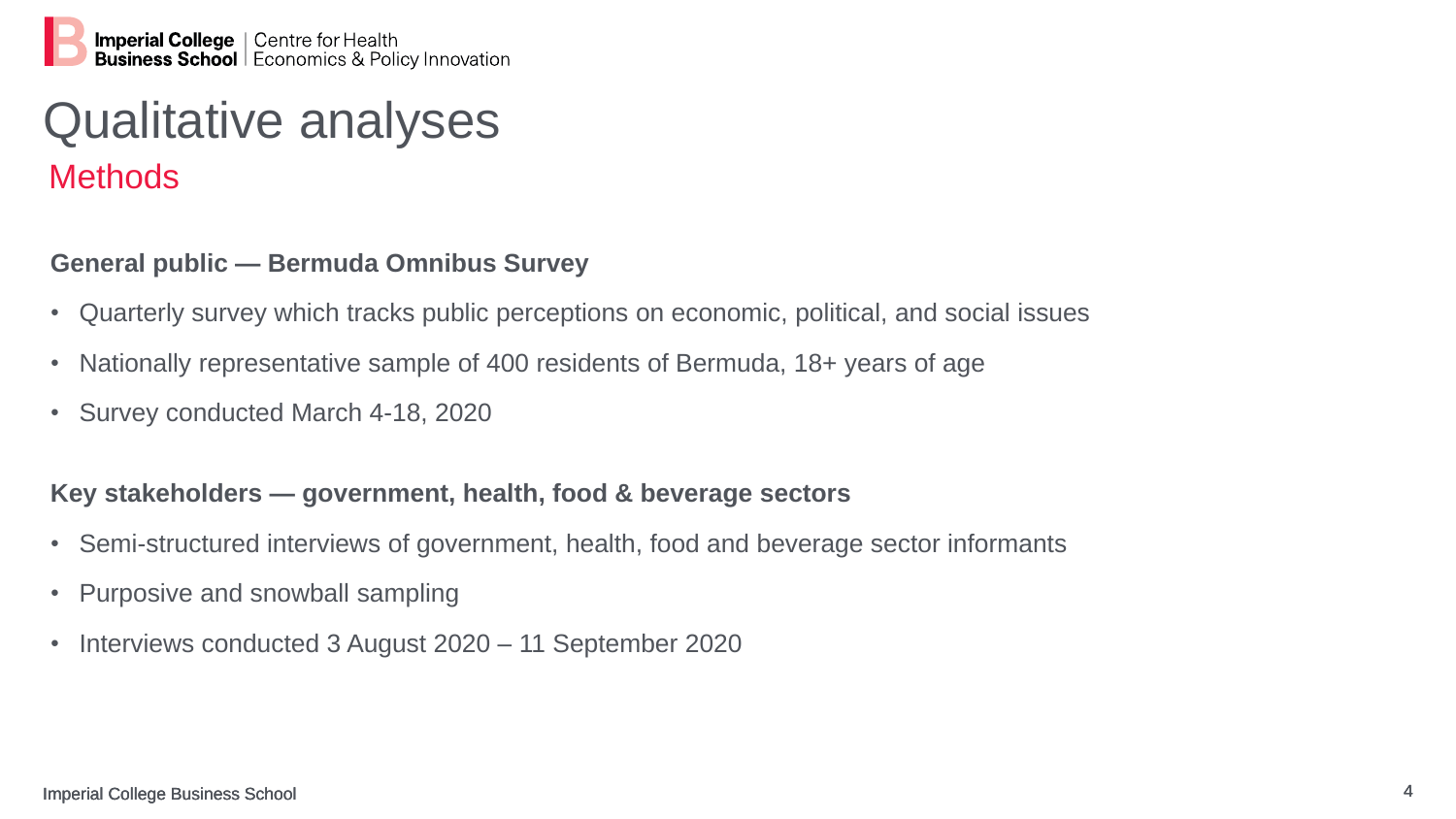# Qualitative analyses

## Methods

**General public — Bermuda Omnibus Survey**

- Quarterly survey which tracks public perceptions on economic, political, and social issues
- Nationally representative sample of 400 residents of Bermuda, 18+ years of age
- Survey conducted March 4-18, 2020

**Key stakeholders — government, health, food & beverage sectors**

- Semi-structured interviews of government, health, food and beverage sector informants
- Purposive and snowball sampling
- Interviews conducted 3 August 2020 – 11 September 2020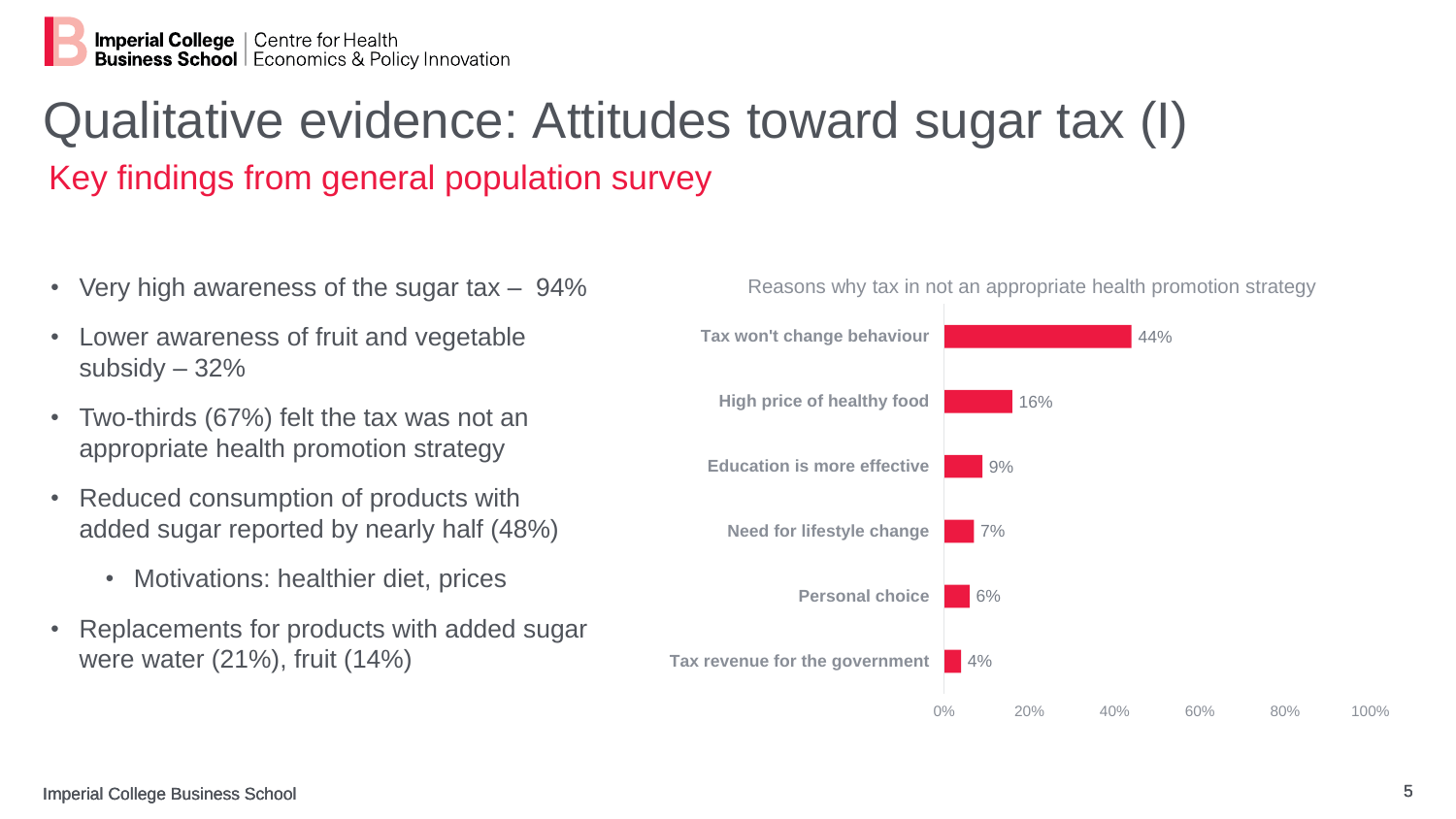# Qualitative evidence: Attitudes toward sugar tax (I)

## Key findings from general population survey

- Very high awareness of the sugar tax – 94%
- Lower awareness of fruit and vegetable subsidy – 32%
- Two-thirds (67%) felt the tax was not an appropriate health promotion strategy
- Reduced consumption of products with added sugar reported by nearly half (48%)
  - Motivations: healthier diet, prices
- Replacements for products with added sugar were water (21%), fruit (14%)

Reasons why tax in not an appropriate health promotion strategy

Tax won't change behaviour 44%

High price of healthy food 16%

Education is more effective 9%

Need for lifestyle change 7%

Personal choice 6%

Tax revenue for the government 4%

0% 20% 40% 60% 80% 100%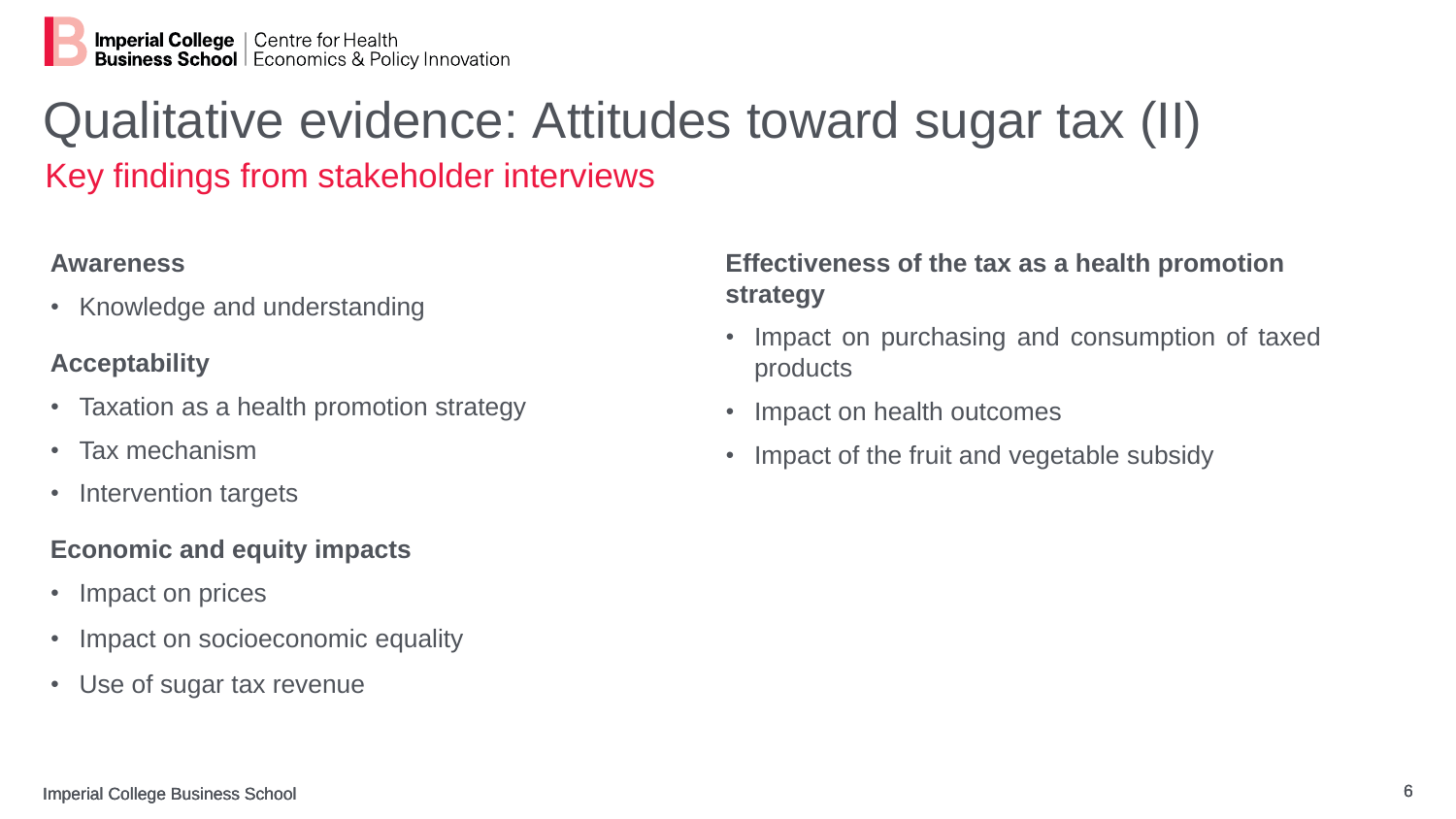# Qualitative evidence: Attitudes toward sugar tax (II)

## Key findings from stakeholder interviews

**Awareness**

- Knowledge and understanding

**Acceptability**

- Taxation as a health promotion strategy
- Tax mechanism
- Intervention targets

**Economic and equity impacts**

- Impact on prices
- Impact on socioeconomic equality
- Use of sugar tax revenue

**Effectiveness of the tax as a health promotion strategy**

- Impact on purchasing and consumption of taxed products
- Impact on health outcomes
- Impact of the fruit and vegetable subsidy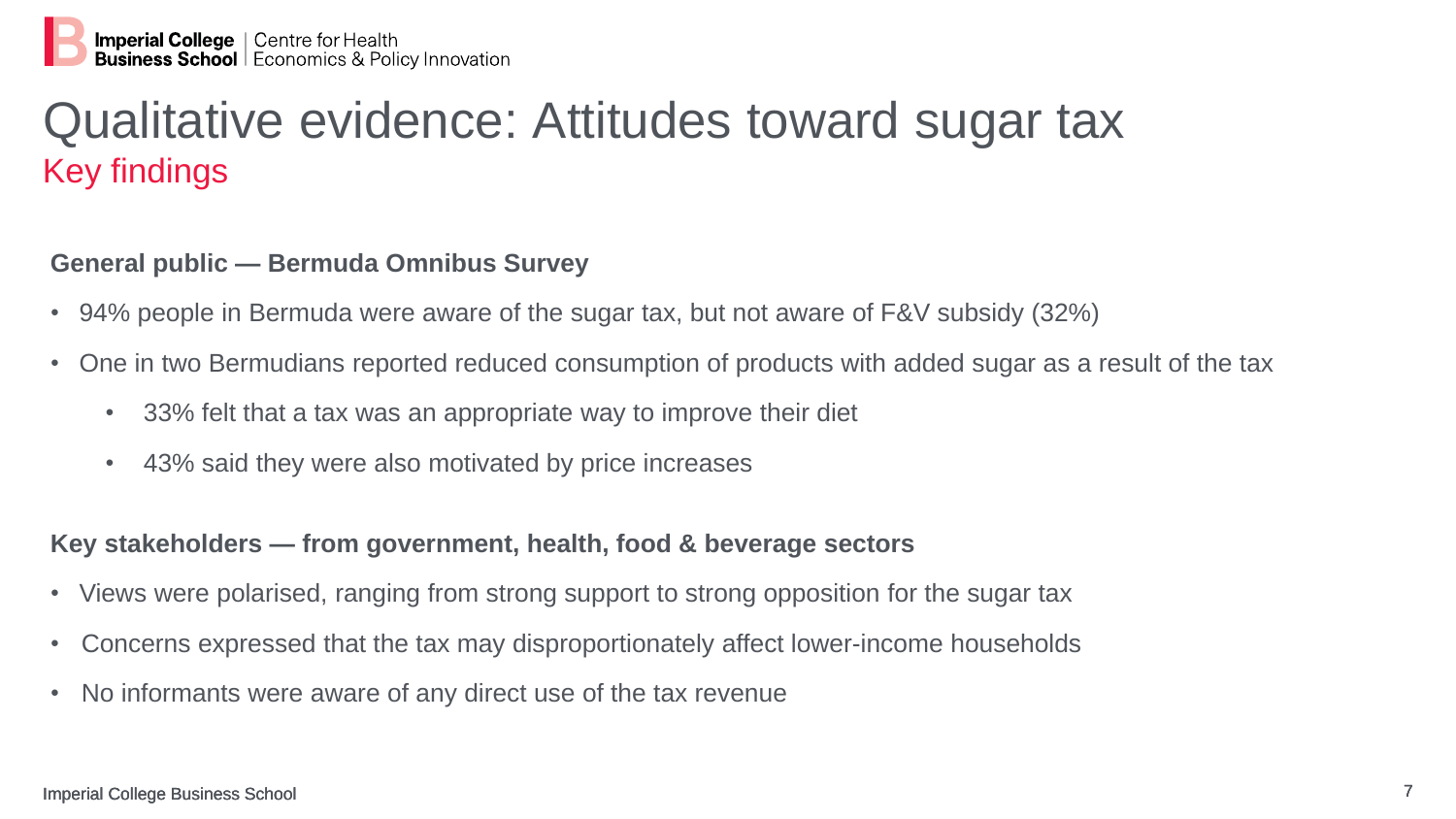# Qualitative evidence: Attitudes toward sugar tax

## Key findings

**General public — Bermuda Omnibus Survey**

- 94% people in Bermuda were aware of the sugar tax, but not aware of F&V subsidy (32%)
- One in two Bermudians reported reduced consumption of products with added sugar as a result of the tax
  - 33% felt that a tax was an appropriate way to improve their diet
  - 43% said they were also motivated by price increases

**Key stakeholders — from government, health, food & beverage sectors**

- Views were polarised, ranging from strong support to strong opposition for the sugar tax
- Concerns expressed that the tax may disproportionately affect lower-income households
- No informants were aware of any direct use of the tax revenue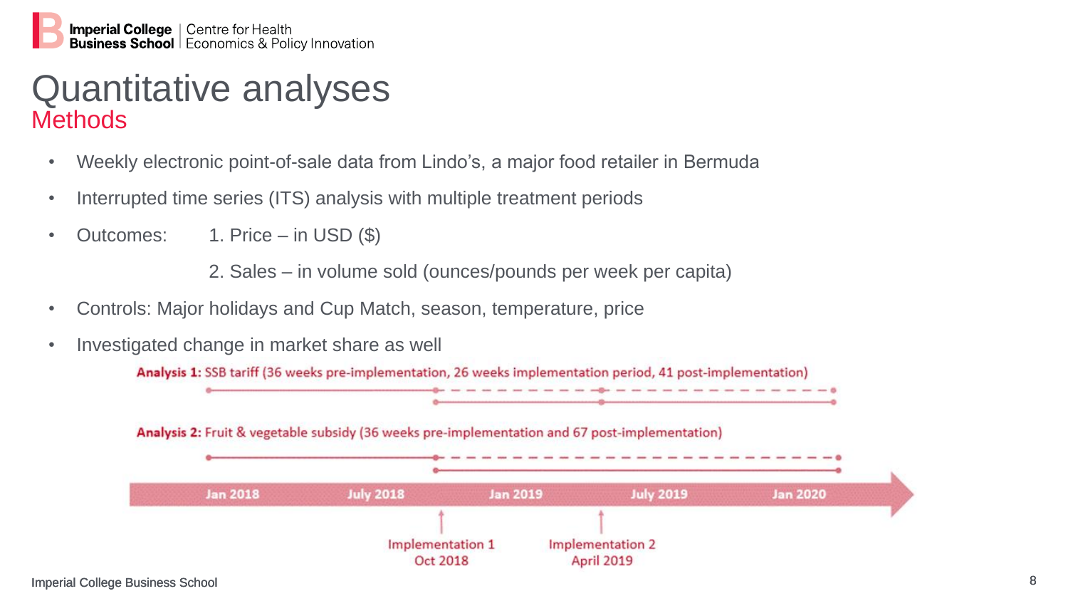# Quantitative analyses

## Methods

- Weekly electronic point-of-sale data from Lindo's, a major food retailer in Bermuda
- Interrupted time series (ITS) analysis with multiple treatment periods
- Outcomes: 1. Price – in USD ($)
  2. Sales – in volume sold (ounces/pounds per week per capita)
- Controls: Major holidays and Cup Match, season, temperature, price
- Investigated change in market share as well

**Analysis 1:** SSB tariff (36 weeks pre-implementation, 26 weeks implementation period, 41 post-implementation)

**Analysis 2:** Fruit & vegetable subsidy (36 weeks pre-implementation and 67 post-implementation)

Jan 2018 — July 2018 — Jan 2019 — July 2019 — Jan 2020

Implementation 1
Oct 2018

Implementation 2
April 2019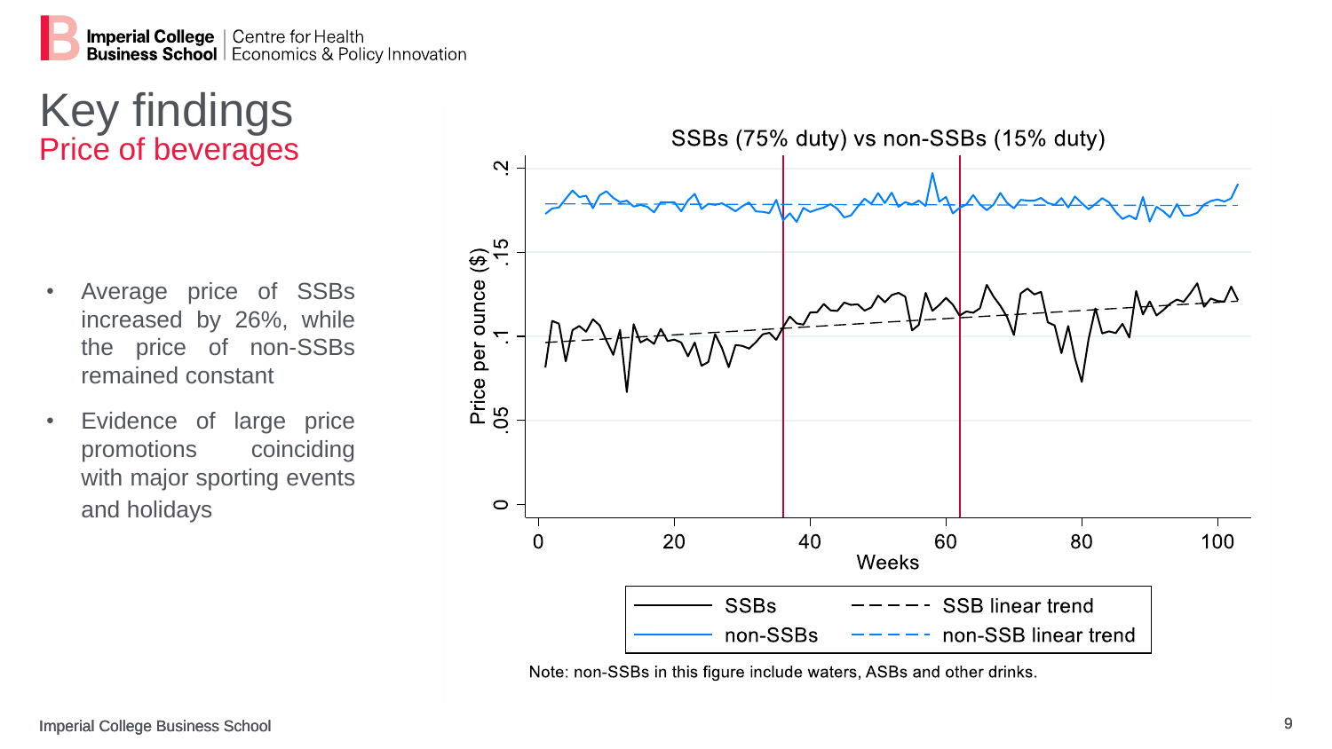# Key findings

## Price of beverages

- Average price of SSBs increased by 26%, while the price of non-SSBs remained constant
- Evidence of large price promotions coinciding with major sporting events and holidays

SSBs (75% duty) vs non-SSBs (15% duty)

Price per ounce ($)

0
.05
.1
.15
.2

0
20
40
60
80
100

Weeks

SSBs
SSB linear trend
non-SSBs
non-SSB linear trend

Note: non-SSBs in this figure include waters, ASBs and other drinks.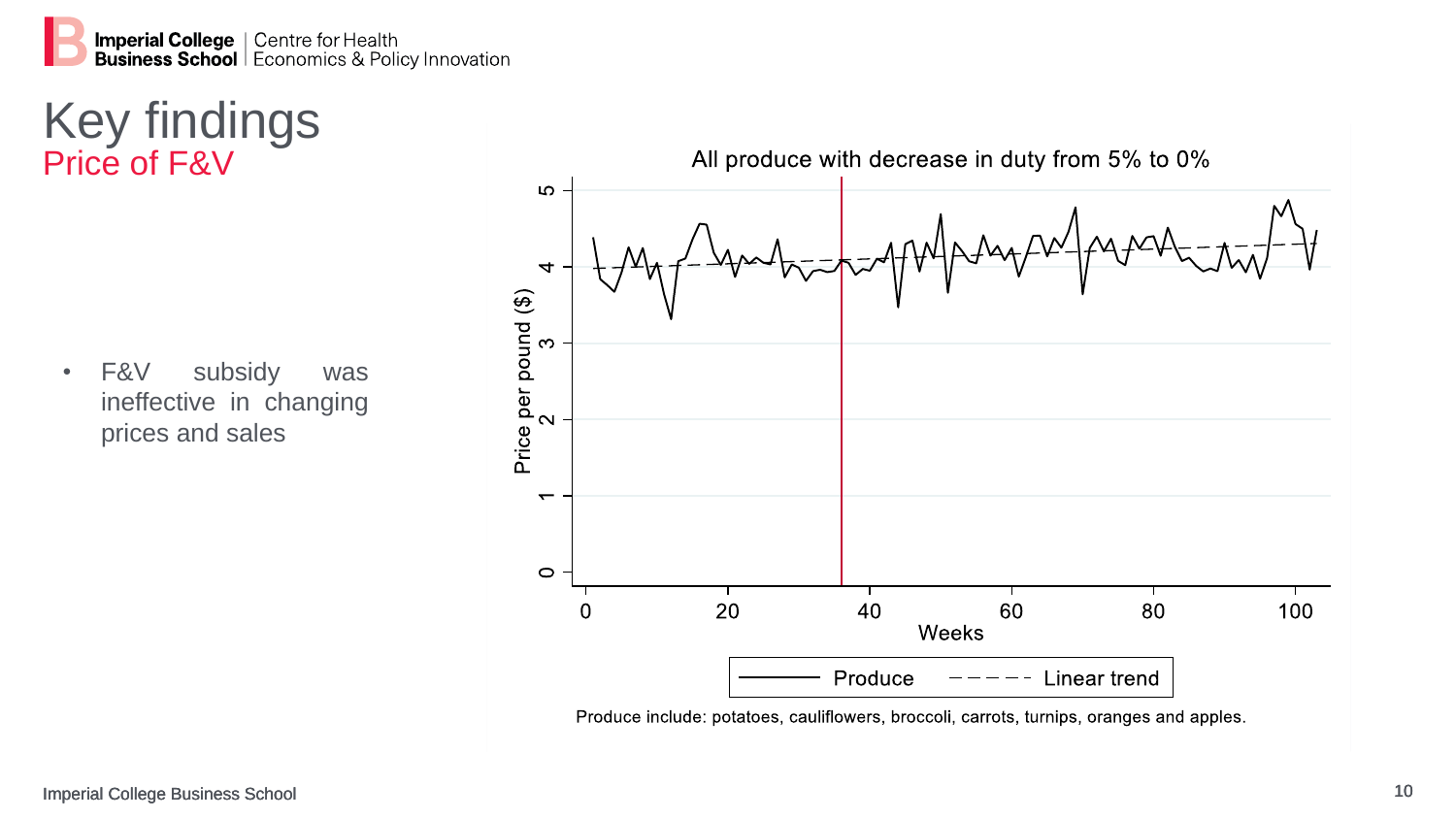# Key findings

## Price of F&V

- F&V subsidy was ineffective in changing prices and sales

All produce with decrease in duty from 5% to 0%

Price per pound ($)

0
1
2
3
4
5

0
20
40
60
80
100

Weeks

Produce
Linear trend

Produce include: potatoes, cauliflowers, broccoli, carrots, turnips, oranges and apples.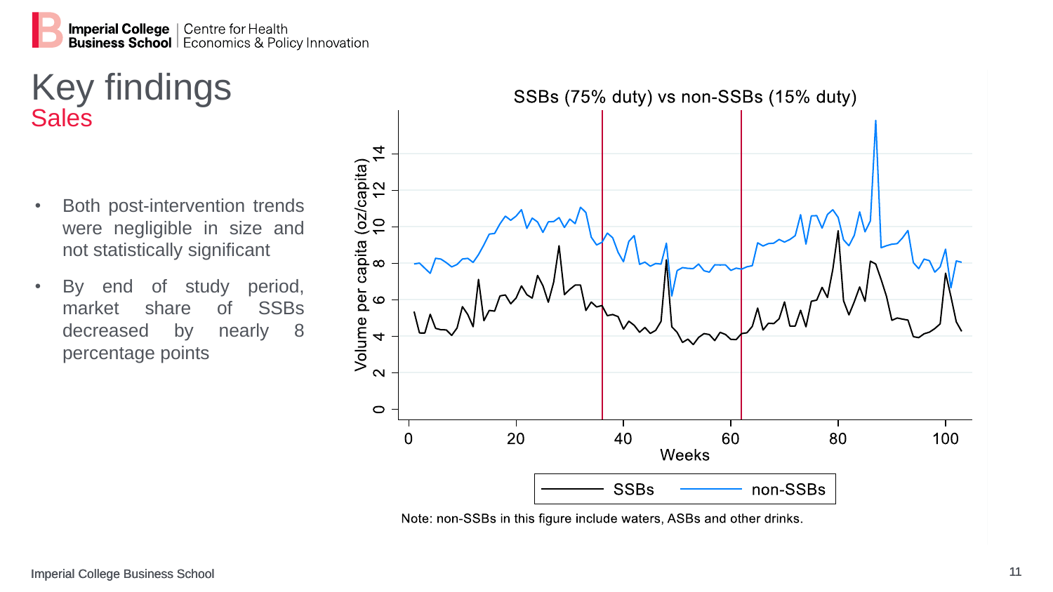# Key findings

## Sales

- Both post-intervention trends were negligible in size and not statistically significant
- By end of study period, market share of SSBs decreased by nearly 8 percentage points

SSBs (75% duty) vs non-SSBs (15% duty)

Note: non-SSBs in this figure include waters, ASBs and other drinks.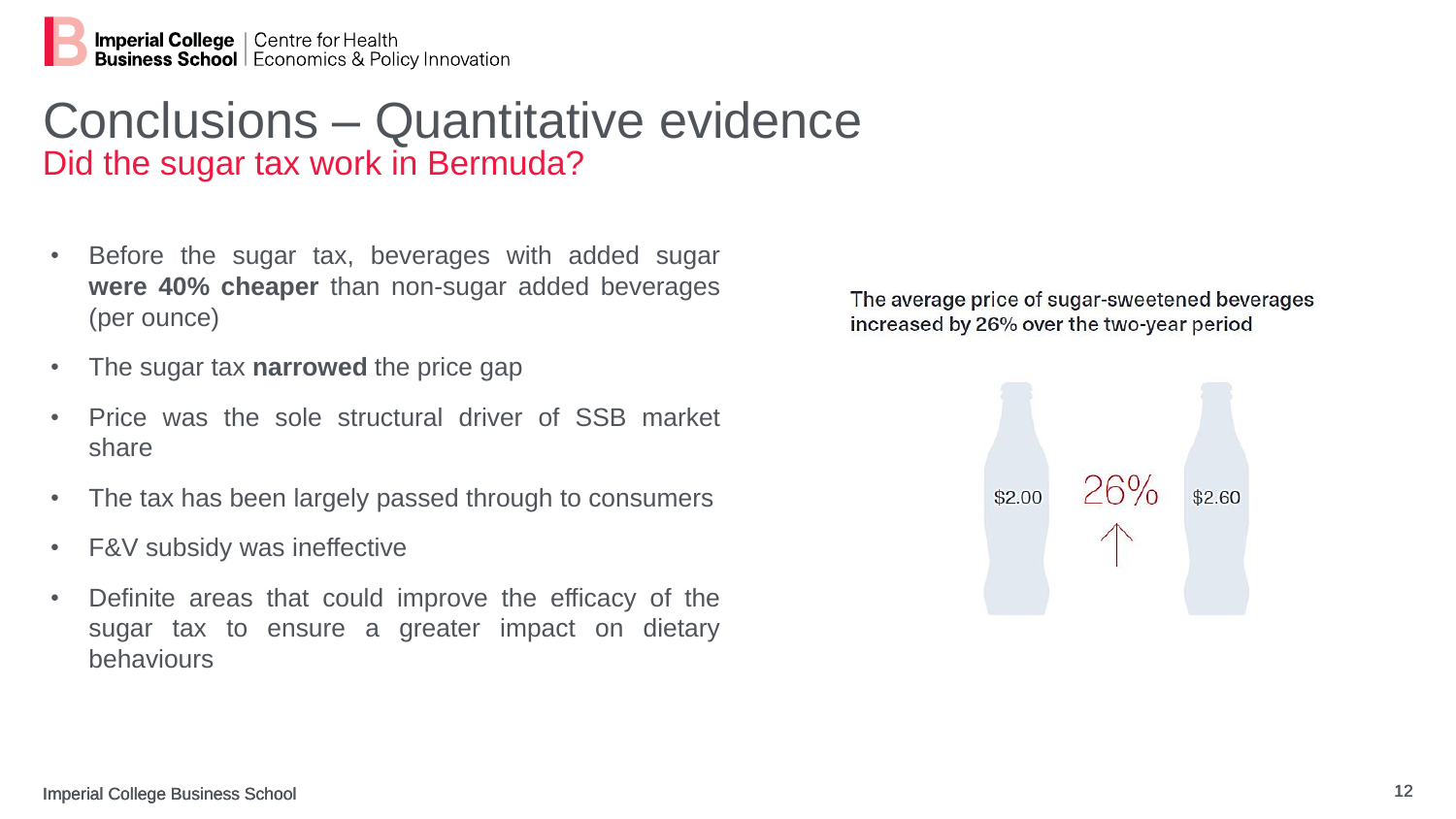# Conclusions – Quantitative evidence

## Did the sugar tax work in Bermuda?

- Before the sugar tax, beverages with added sugar **were 40% cheaper** than non-sugar added beverages (per ounce)
- The sugar tax **narrowed** the price gap
- Price was the sole structural driver of SSB market share
- The tax has been largely passed through to consumers
- F&V subsidy was ineffective
- Definite areas that could improve the efficacy of the sugar tax to ensure a greater impact on dietary behaviours

The average price of sugar-sweetened beverages increased by 26% over the two-year period

$2.00

26%

$2.60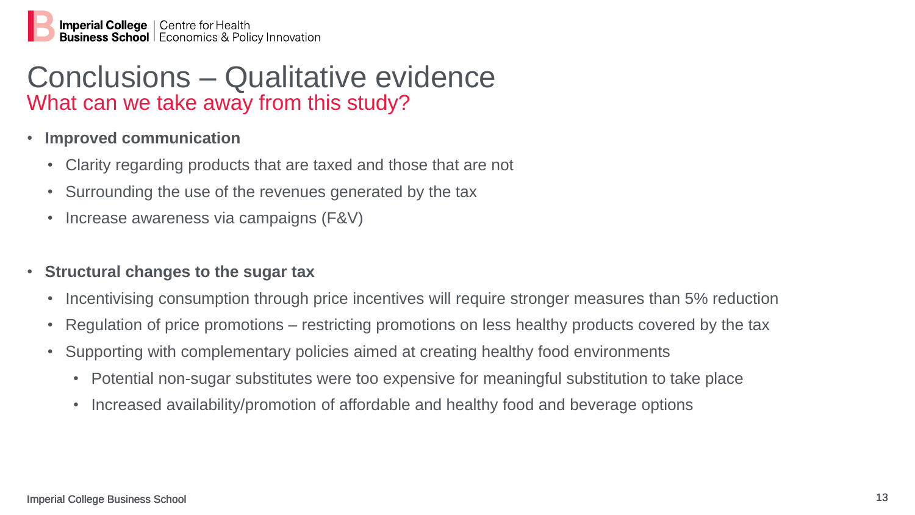# Conclusions – Qualitative evidence

## What can we take away from this study?

- **Improved communication**
  - Clarity regarding products that are taxed and those that are not
  - Surrounding the use of the revenues generated by the tax
  - Increase awareness via campaigns (F&V)

- **Structural changes to the sugar tax**
  - Incentivising consumption through price incentives will require stronger measures than 5% reduction
  - Regulation of price promotions – restricting promotions on less healthy products covered by the tax
  - Supporting with complementary policies aimed at creating healthy food environments
    - Potential non-sugar substitutes were too expensive for meaningful substitution to take place
    - Increased availability/promotion of affordable and healthy food and beverage options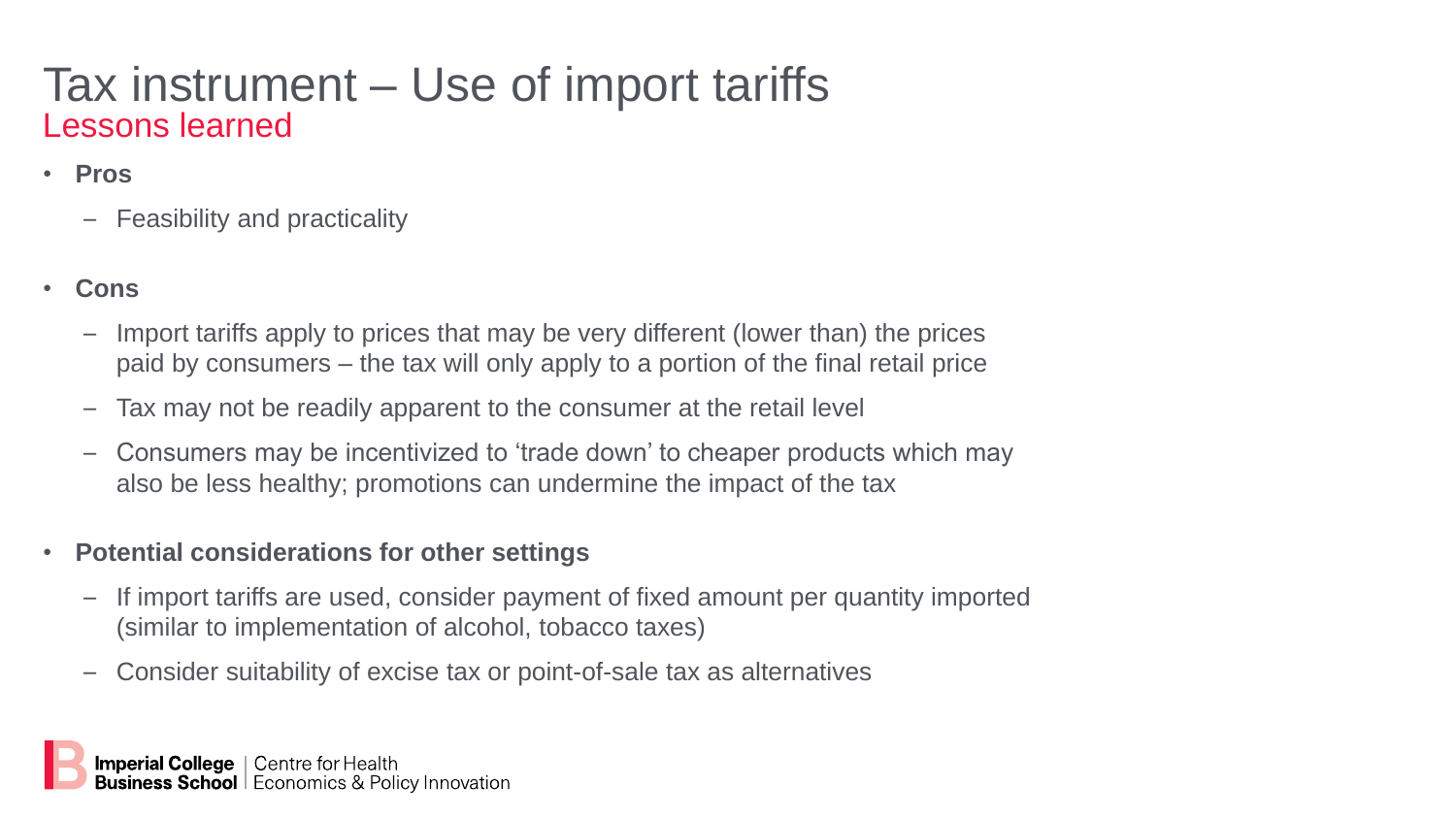# Tax instrument – Use of import tariffs

## Lessons learned

- **Pros**
  - Feasibility and practicality
- **Cons**
  - Import tariffs apply to prices that may be very different (lower than) the prices paid by consumers – the tax will only apply to a portion of the final retail price
  - Tax may not be readily apparent to the consumer at the retail level
  - Consumers may be incentivized to ‘trade down’ to cheaper products which may also be less healthy; promotions can undermine the impact of the tax
- **Potential considerations for other settings**
  - If import tariffs are used, consider payment of fixed amount per quantity imported (similar to implementation of alcohol, tobacco taxes)
  - Consider suitability of excise tax or point-of-sale tax as alternatives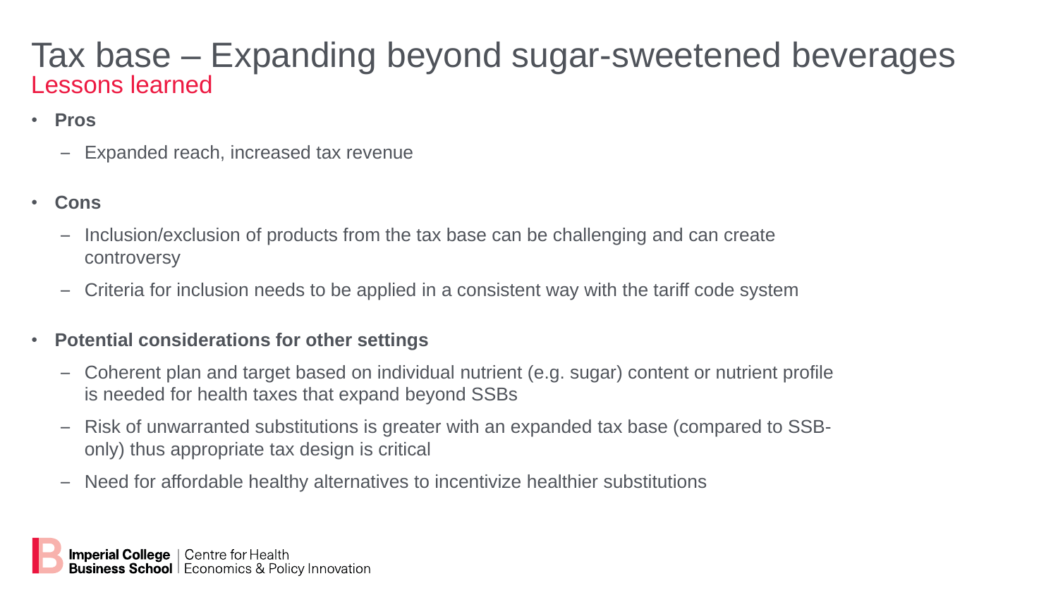# Tax base – Expanding beyond sugar-sweetened beverages

## Lessons learned

- **Pros**
  - Expanded reach, increased tax revenue
- **Cons**
  - Inclusion/exclusion of products from the tax base can be challenging and can create controversy
  - Criteria for inclusion needs to be applied in a consistent way with the tariff code system
- **Potential considerations for other settings**
  - Coherent plan and target based on individual nutrient (e.g. sugar) content or nutrient profile is needed for health taxes that expand beyond SSBs
  - Risk of unwarranted substitutions is greater with an expanded tax base (compared to SSB-only) thus appropriate tax design is critical
  - Need for affordable healthy alternatives to incentivize healthier substitutions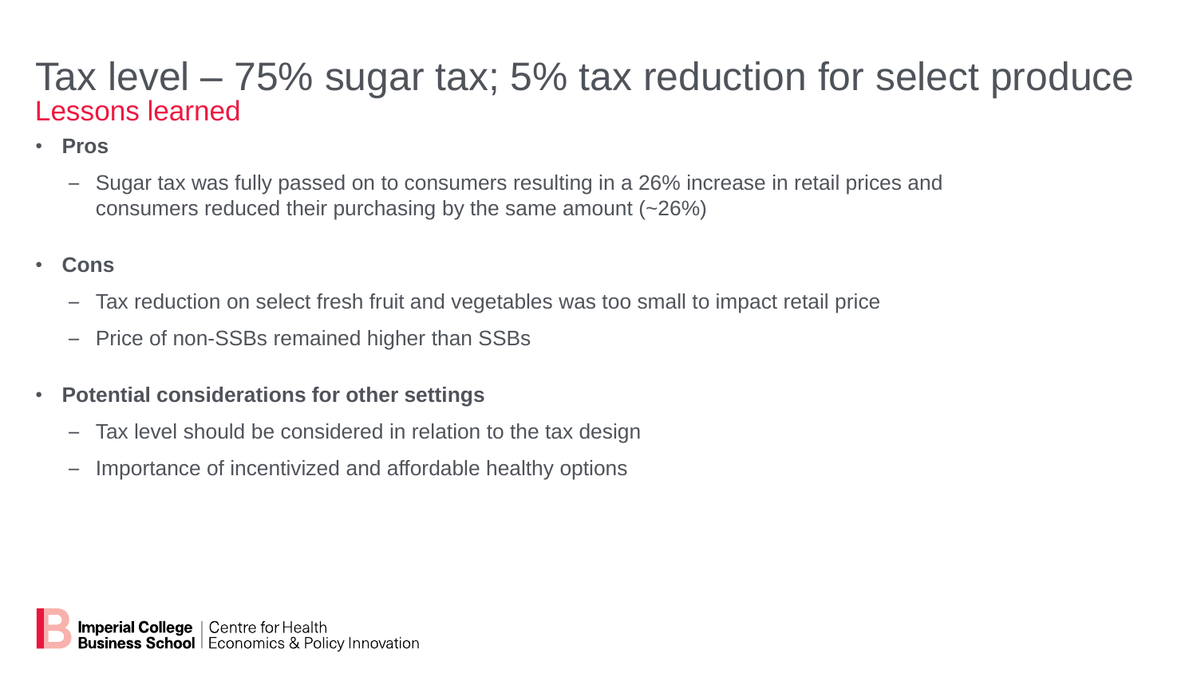# Tax level – 75% sugar tax; 5% tax reduction for select produce

## Lessons learned

- **Pros**
  - Sugar tax was fully passed on to consumers resulting in a 26% increase in retail prices and consumers reduced their purchasing by the same amount (~26%)
- **Cons**
  - Tax reduction on select fresh fruit and vegetables was too small to impact retail price
  - Price of non-SSBs remained higher than SSBs
- **Potential considerations for other settings**
  - Tax level should be considered in relation to the tax design
  - Importance of incentivized and affordable healthy options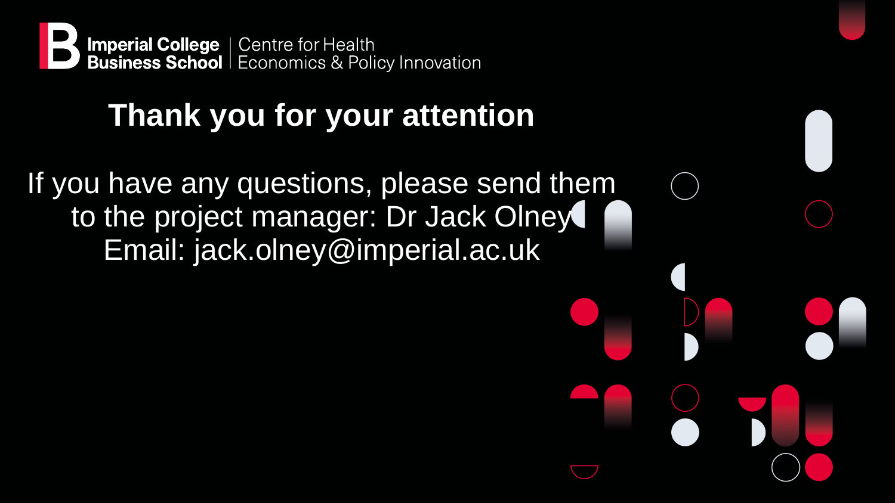Imperial College Business School | Centre for Health Economics & Policy Innovation

# Thank you for your attention

If you have any questions, please send them to the project manager: Dr Jack Olney
Email: jack.olney@imperial.ac.uk